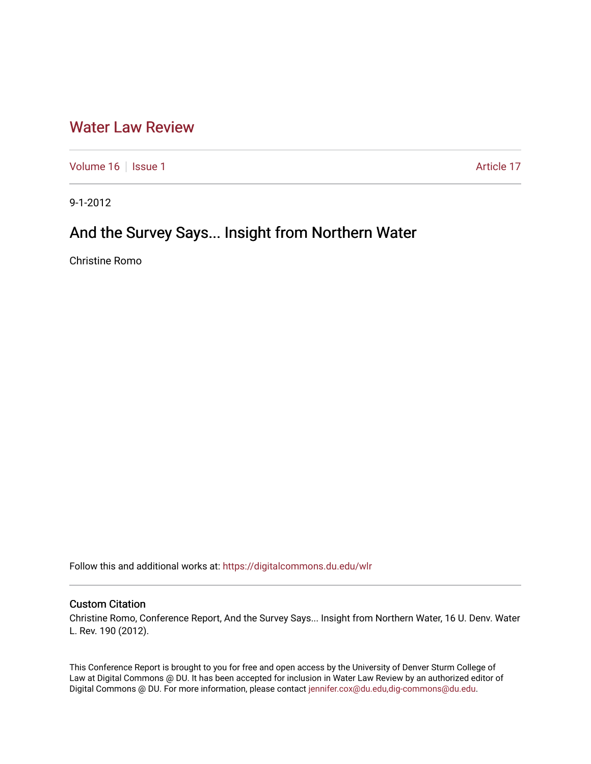# Water Law Review

Volume 16 | Issue 1 | Article 17

9-1-2012

## And the Survey Says... Insight from Northern Water

Christine Romo

Follow this and additional works at: https://digitalcommons.du.edu/wlr

### Custom Citation

Christine Romo, Conference Report, And the Survey Says... Insight from Northern Water, 16 U. Denv. Water L. Rev. 190 (2012).

This Conference Report is brought to you for free and open access by the University of Denver Sturm College of Law at Digital Commons @ DU. It has been accepted for inclusion in Water Law Review by an authorized editor of Digital Commons @ DU. For more information, please contact jennifer.cox@du.edu,dig-commons@du.edu.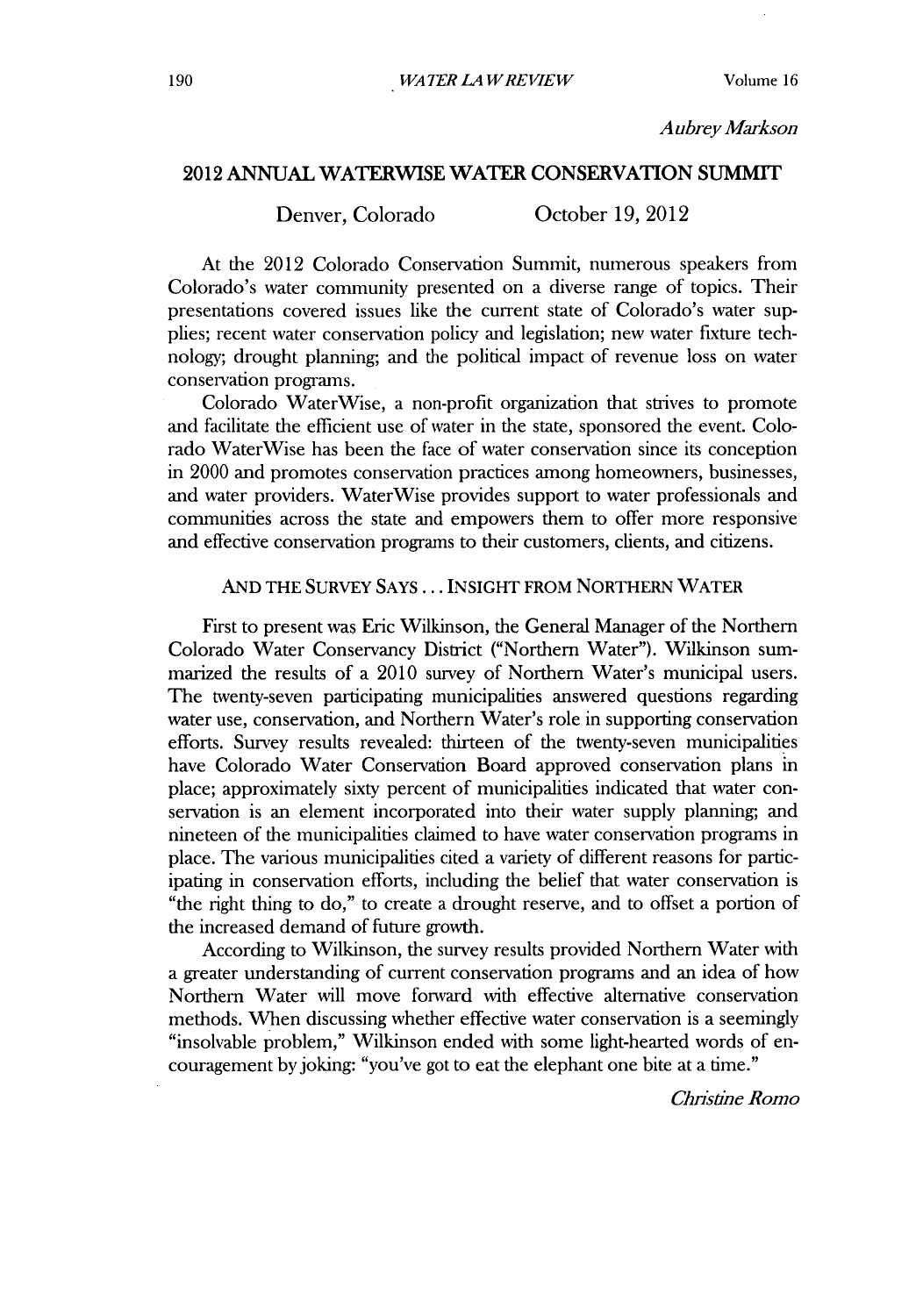*Aubrey Markson*

## 2012 ANNUAL WATERWISE WATER CONSERVATION SUMMIT

Denver, Colorado October 19, 2012

At the 2012 Colorado Conservation Summit, numerous speakers from Colorado's water community presented on a diverse range of topics. Their presentations covered issues like the current state of Colorado's water supplies; recent water conservation policy and legislation; new water fixture technology; drought planning; and the political impact of revenue loss on water conservation programs.

Colorado WaterWise, a non-profit organization that strives to promote and facilitate the efficient use of water in the state, sponsored the event. Colorado WaterWise has been the face of water conservation since its conception in 2000 and promotes conservation practices among homeowners, businesses, and water providers. WaterWise provides support to water professionals and communities across the state and empowers them to offer more responsive and effective conservation programs to their customers, clients, and citizens.

### AND THE SURVEY SAYS . . . INSIGHT FROM NORTHERN WATER

First to present was Eric Wilkinson, the General Manager of the Northern Colorado Water Conservancy District ("Northern Water"). Wilkinson summarized the results of a 2010 survey of Northern Water's municipal users. The twenty-seven participating municipalities answered questions regarding water use, conservation, and Northern Water's role in supporting conservation efforts. Survey results revealed: thirteen of the twenty-seven municipalities have Colorado Water Conservation Board approved conservation plans in place; approximately sixty percent of municipalities indicated that water conservation is an element incorporated into their water supply planning; and nineteen of the municipalities claimed to have water conservation programs in place. The various municipalities cited a variety of different reasons for participating in conservation efforts, including the belief that water conservation is "the right thing to do," to create a drought reserve, and to offset a portion of the increased demand of future growth.

According to Wilkinson, the survey results provided Northern Water with a greater understanding of current conservation programs and an idea of how Northern Water will move forward with effective alternative conservation methods. When discussing whether effective water conservation is a seemingly "insolvable problem," Wilkinson ended with some light-hearted words of encouragement by joking: "you've got to eat the elephant one bite at a time."

*Christine Romo*